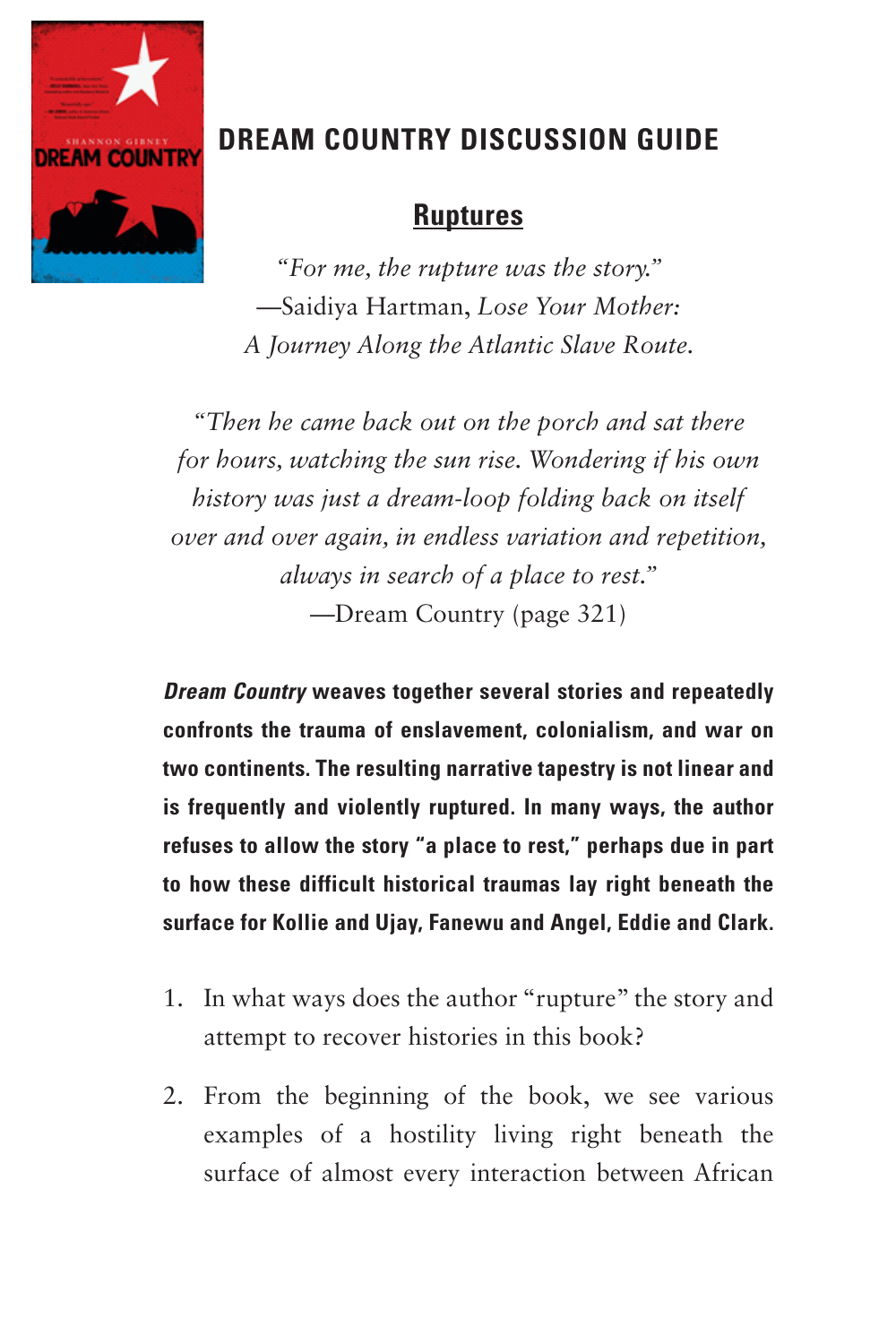# DREAM COUNTRY DISCUSSION GUIDE

## Ruptures

*"For me, the rupture was the story."*
—Saidiya Hartman, *Lose Your Mother: A Journey Along the Atlantic Slave Route.*

*"Then he came back out on the porch and sat there for hours, watching the sun rise. Wondering if his own history was just a dream-loop folding back on itself over and over again, in endless variation and repetition, always in search of a place to rest."*
—Dream Country (page 321)

***Dream Country* weaves together several stories and repeatedly confronts the trauma of enslavement, colonialism, and war on two continents. The resulting narrative tapestry is not linear and is frequently and violently ruptured. In many ways, the author refuses to allow the story "a place to rest," perhaps due in part to how these difficult historical traumas lay right beneath the surface for Kollie and Ujay, Fanewu and Angel, Eddie and Clark.**

1. In what ways does the author "rupture" the story and attempt to recover histories in this book?

2. From the beginning of the book, we see various examples of a hostility living right beneath the surface of almost every interaction between African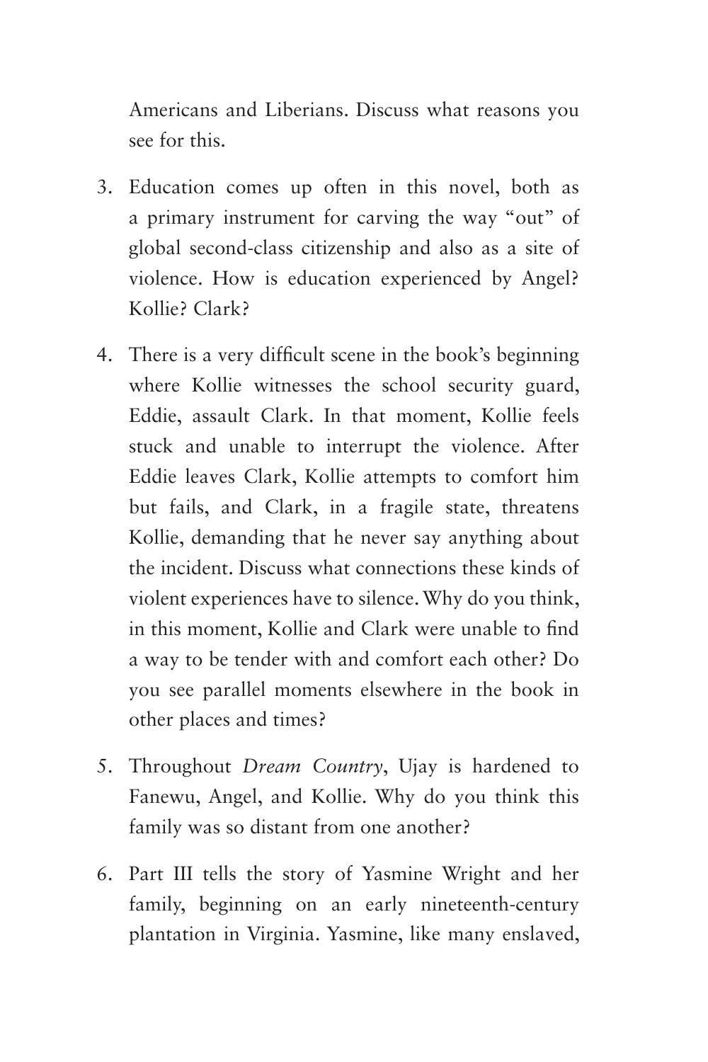Americans and Liberians. Discuss what reasons you see for this.

3. Education comes up often in this novel, both as a primary instrument for carving the way "out" of global second-class citizenship and also as a site of violence. How is education experienced by Angel? Kollie? Clark?

4. There is a very difficult scene in the book's beginning where Kollie witnesses the school security guard, Eddie, assault Clark. In that moment, Kollie feels stuck and unable to interrupt the violence. After Eddie leaves Clark, Kollie attempts to comfort him but fails, and Clark, in a fragile state, threatens Kollie, demanding that he never say anything about the incident. Discuss what connections these kinds of violent experiences have to silence. Why do you think, in this moment, Kollie and Clark were unable to find a way to be tender with and comfort each other? Do you see parallel moments elsewhere in the book in other places and times?

5. Throughout *Dream Country*, Ujay is hardened to Fanewu, Angel, and Kollie. Why do you think this family was so distant from one another?

6. Part III tells the story of Yasmine Wright and her family, beginning on an early nineteenth-century plantation in Virginia. Yasmine, like many enslaved,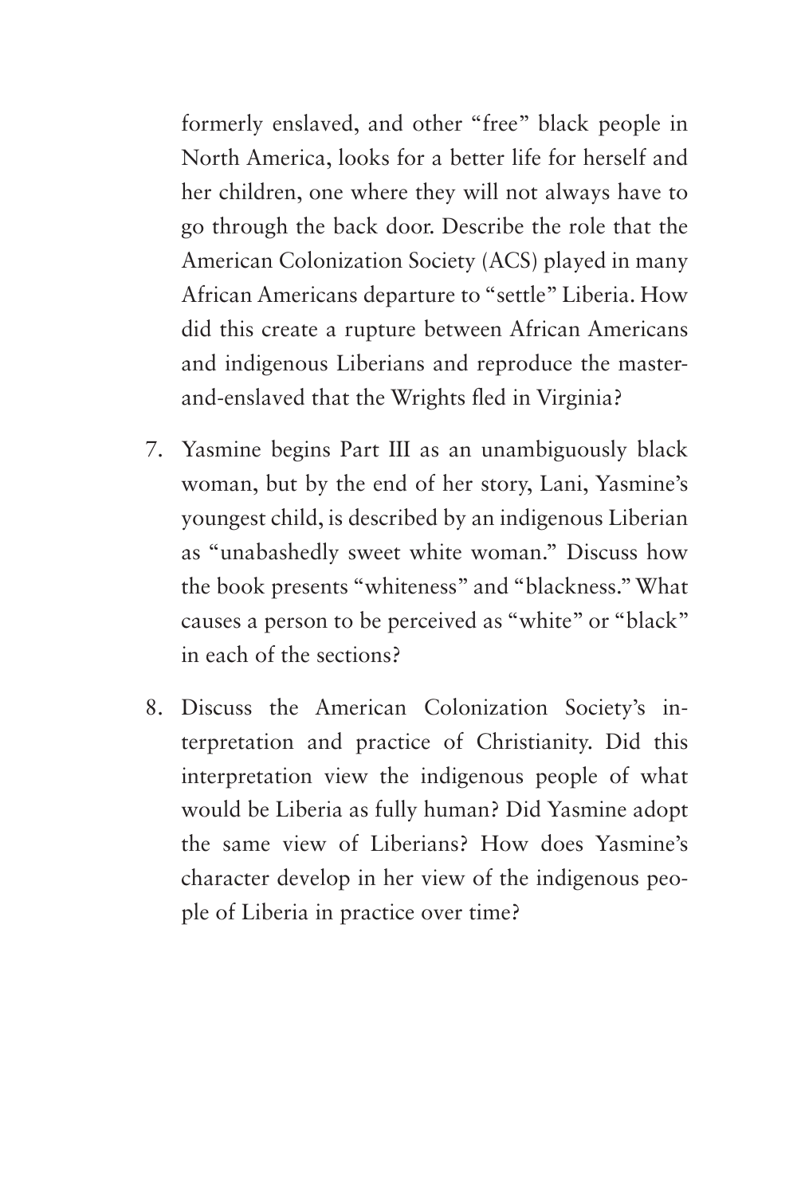formerly enslaved, and other "free" black people in North America, looks for a better life for herself and her children, one where they will not always have to go through the back door. Describe the role that the American Colonization Society (ACS) played in many African Americans departure to "settle" Liberia. How did this create a rupture between African Americans and indigenous Liberians and reproduce the master-and-enslaved that the Wrights fled in Virginia?

7. Yasmine begins Part III as an unambiguously black woman, but by the end of her story, Lani, Yasmine's youngest child, is described by an indigenous Liberian as "unabashedly sweet white woman." Discuss how the book presents "whiteness" and "blackness." What causes a person to be perceived as "white" or "black" in each of the sections?

8. Discuss the American Colonization Society's interpretation and practice of Christianity. Did this interpretation view the indigenous people of what would be Liberia as fully human? Did Yasmine adopt the same view of Liberians? How does Yasmine's character develop in her view of the indigenous people of Liberia in practice over time?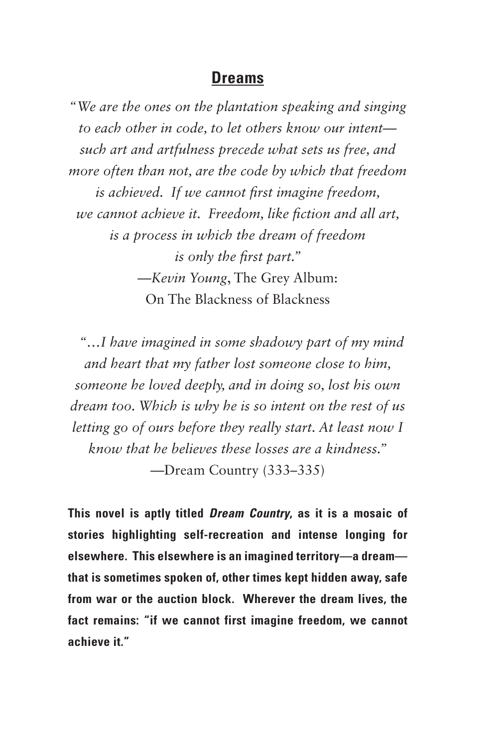## Dreams

*"We are the ones on the plantation speaking and singing to each other in code, to let others know our intent—such art and artfulness precede what sets us free, and more often than not, are the code by which that freedom is achieved. If we cannot first imagine freedom, we cannot achieve it. Freedom, like fiction and all art, is a process in which the dream of freedom is only the first part."*
—*Kevin Young*, The Grey Album: On The Blackness of Blackness

*"…I have imagined in some shadowy part of my mind and heart that my father lost someone close to him, someone he loved deeply, and in doing so, lost his own dream too. Which is why he is so intent on the rest of us letting go of ours before they really start. At least now I know that he believes these losses are a kindness."*
—Dream Country (333–335)

**This novel is aptly titled *Dream Country*, as it is a mosaic of stories highlighting self-recreation and intense longing for elsewhere. This elsewhere is an imagined territory—a dream—that is sometimes spoken of, other times kept hidden away, safe from war or the auction block. Wherever the dream lives, the fact remains: "if we cannot first imagine freedom, we cannot achieve it."**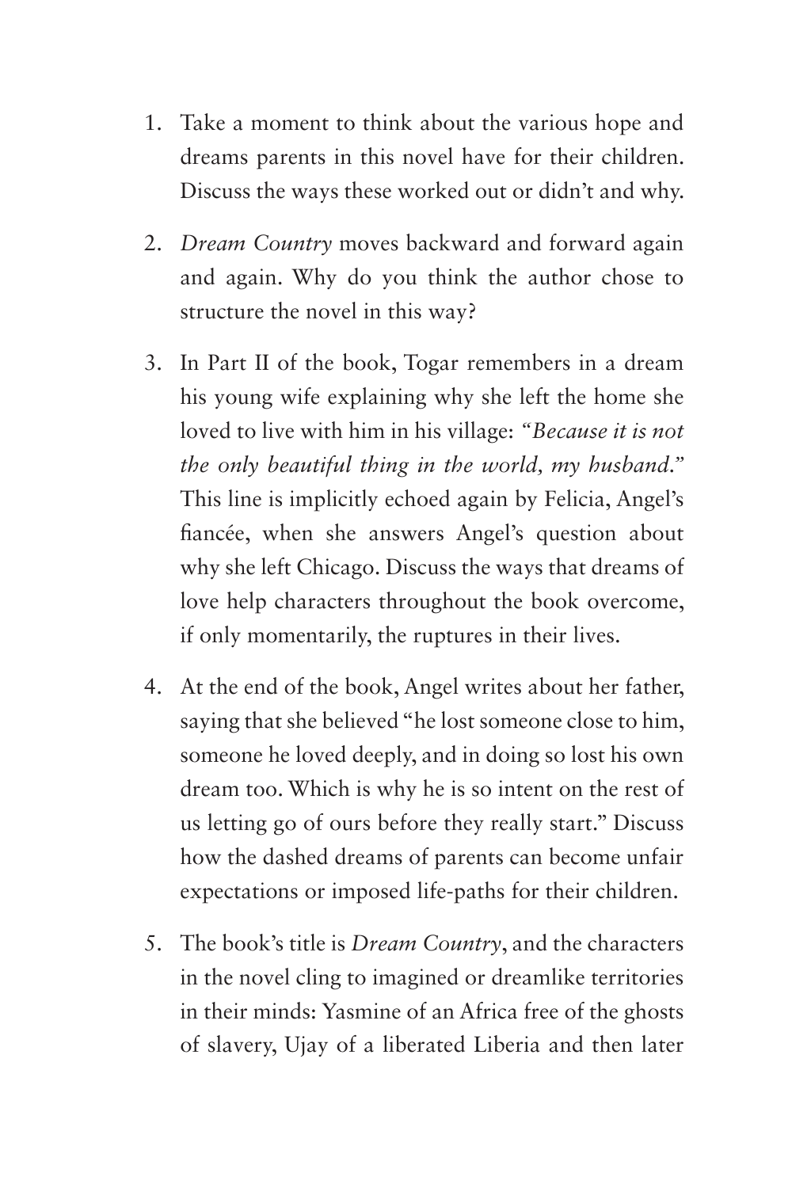1. Take a moment to think about the various hope and dreams parents in this novel have for their children. Discuss the ways these worked out or didn't and why.

2. *Dream Country* moves backward and forward again and again. Why do you think the author chose to structure the novel in this way?

3. In Part II of the book, Togar remembers in a dream his young wife explaining why she left the home she loved to live with him in his village: *"Because it is not the only beautiful thing in the world, my husband."* This line is implicitly echoed again by Felicia, Angel's fiancée, when she answers Angel's question about why she left Chicago. Discuss the ways that dreams of love help characters throughout the book overcome, if only momentarily, the ruptures in their lives.

4. At the end of the book, Angel writes about her father, saying that she believed "he lost someone close to him, someone he loved deeply, and in doing so lost his own dream too. Which is why he is so intent on the rest of us letting go of ours before they really start." Discuss how the dashed dreams of parents can become unfair expectations or imposed life-paths for their children.

5. The book's title is *Dream Country*, and the characters in the novel cling to imagined or dreamlike territories in their minds: Yasmine of an Africa free of the ghosts of slavery, Ujay of a liberated Liberia and then later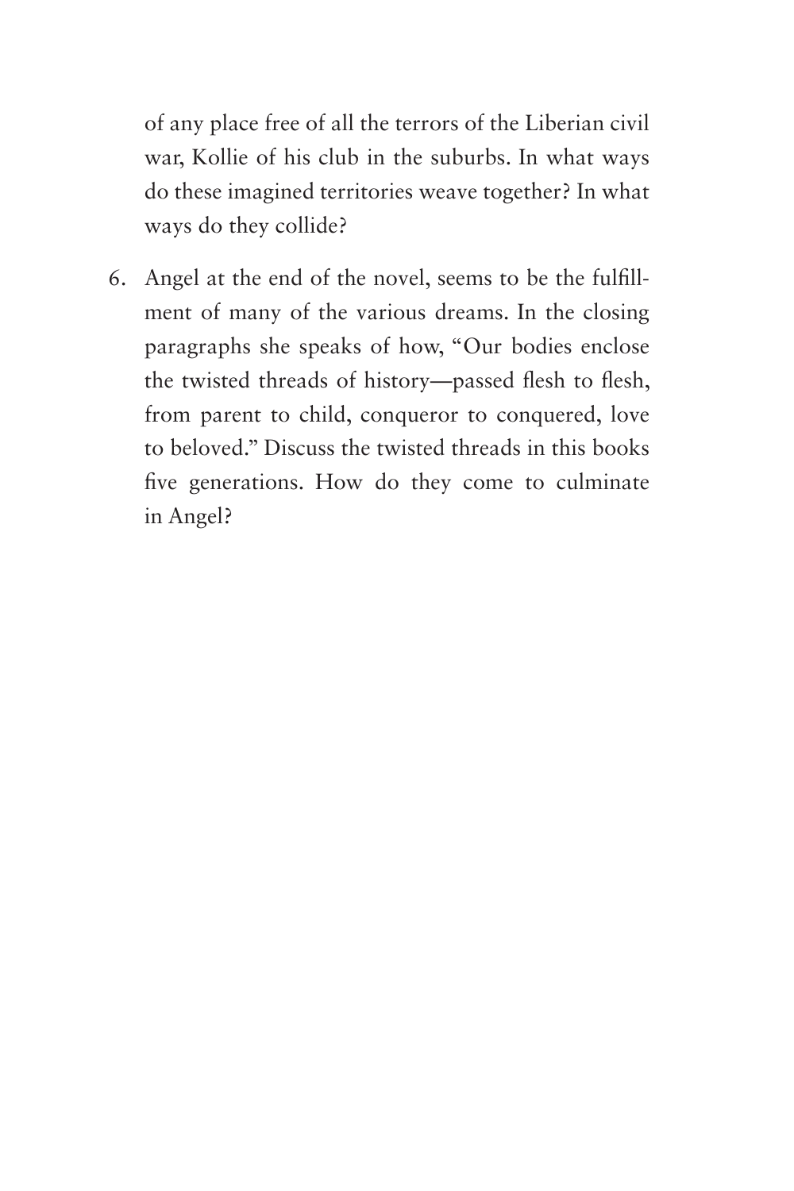of any place free of all the terrors of the Liberian civil war, Kollie of his club in the suburbs. In what ways do these imagined territories weave together? In what ways do they collide?

6. Angel at the end of the novel, seems to be the fulfillment of many of the various dreams. In the closing paragraphs she speaks of how, "Our bodies enclose the twisted threads of history—passed flesh to flesh, from parent to child, conqueror to conquered, love to beloved." Discuss the twisted threads in this books five generations. How do they come to culminate in Angel?